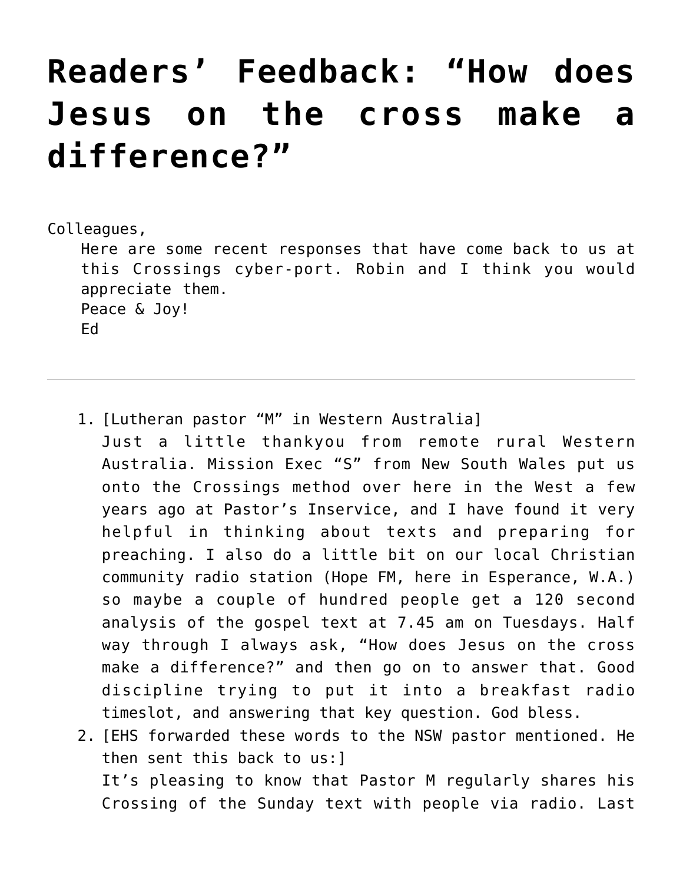# Readers' Feedback: "How does Jesus on the cross make a difference?"

Colleagues,

Here are some recent responses that have come back to us at this Crossings cyber-port. Robin and I think you would appreciate them.

Peace & Joy!

Ed

---

1. [Lutheran pastor "M" in Western Australia]
   Just a little thankyou from remote rural Western Australia. Mission Exec "S" from New South Wales put us onto the Crossings method over here in the West a few years ago at Pastor's Inservice, and I have found it very helpful in thinking about texts and preparing for preaching. I also do a little bit on our local Christian community radio station (Hope FM, here in Esperance, W.A.) so maybe a couple of hundred people get a 120 second analysis of the gospel text at 7.45 am on Tuesdays. Half way through I always ask, "How does Jesus on the cross make a difference?" and then go on to answer that. Good discipline trying to put it into a breakfast radio timeslot, and answering that key question. God bless.
2. [EHS forwarded these words to the NSW pastor mentioned. He then sent this back to us:]
   It's pleasing to know that Pastor M regularly shares his Crossing of the Sunday text with people via radio. Last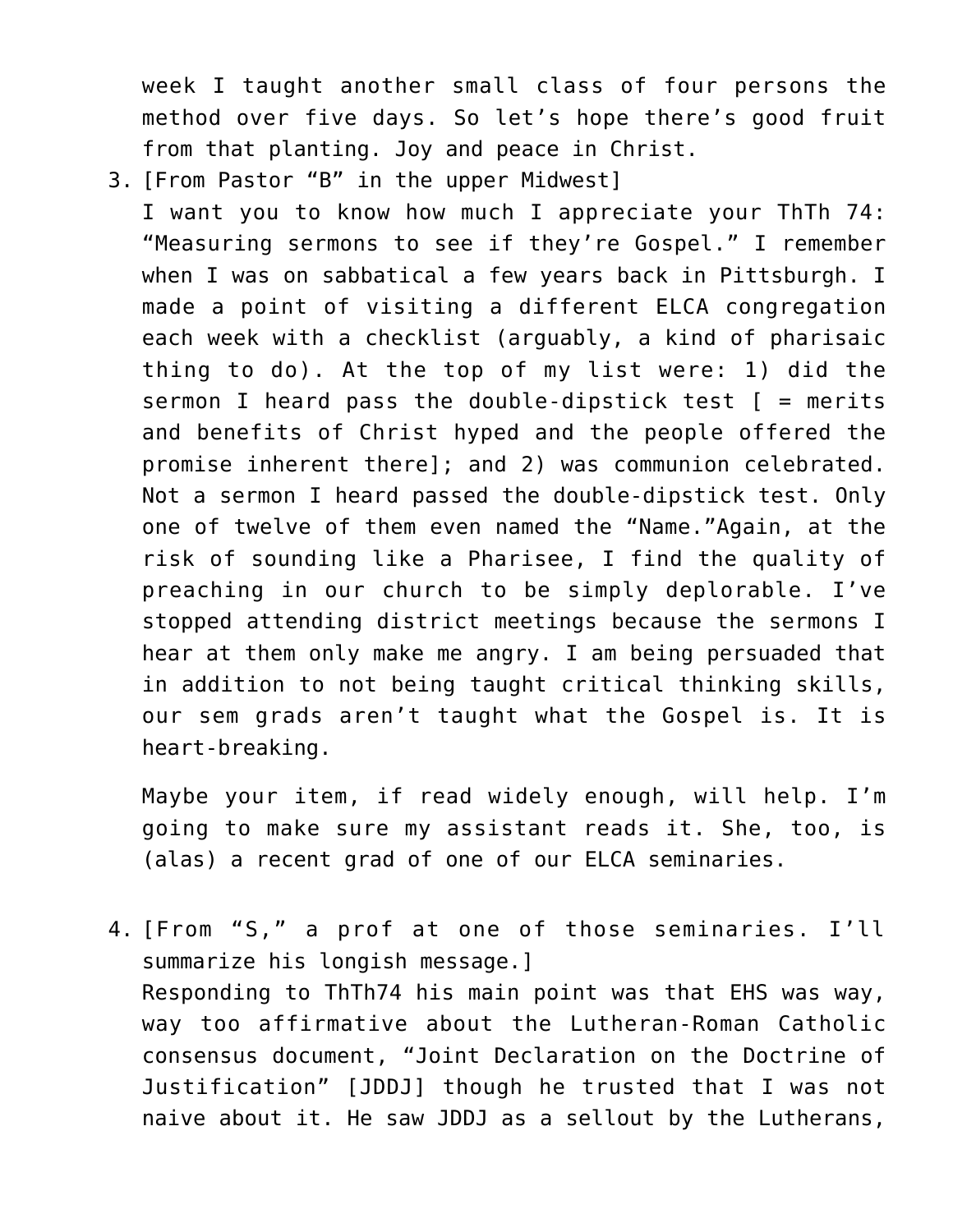week I taught another small class of four persons the method over five days. So let's hope there's good fruit from that planting. Joy and peace in Christ.

3. [From Pastor "B" in the upper Midwest]
   I want you to know how much I appreciate your ThTh 74: "Measuring sermons to see if they're Gospel." I remember when I was on sabbatical a few years back in Pittsburgh. I made a point of visiting a different ELCA congregation each week with a checklist (arguably, a kind of pharisaic thing to do). At the top of my list were: 1) did the sermon I heard pass the double-dipstick test [ = merits and benefits of Christ hyped and the people offered the promise inherent there]; and 2) was communion celebrated. Not a sermon I heard passed the double-dipstick test. Only one of twelve of them even named the "Name."Again, at the risk of sounding like a Pharisee, I find the quality of preaching in our church to be simply deplorable. I've stopped attending district meetings because the sermons I hear at them only make me angry. I am being persuaded that in addition to not being taught critical thinking skills, our sem grads aren't taught what the Gospel is. It is heart-breaking.

   Maybe your item, if read widely enough, will help. I'm going to make sure my assistant reads it. She, too, is (alas) a recent grad of one of our ELCA seminaries.

4. [From "S," a prof at one of those seminaries. I'll summarize his longish message.]
   Responding to ThTh74 his main point was that EHS was way, way too affirmative about the Lutheran-Roman Catholic consensus document, "Joint Declaration on the Doctrine of Justification" [JDDJ] though he trusted that I was not naive about it. He saw JDDJ as a sellout by the Lutherans,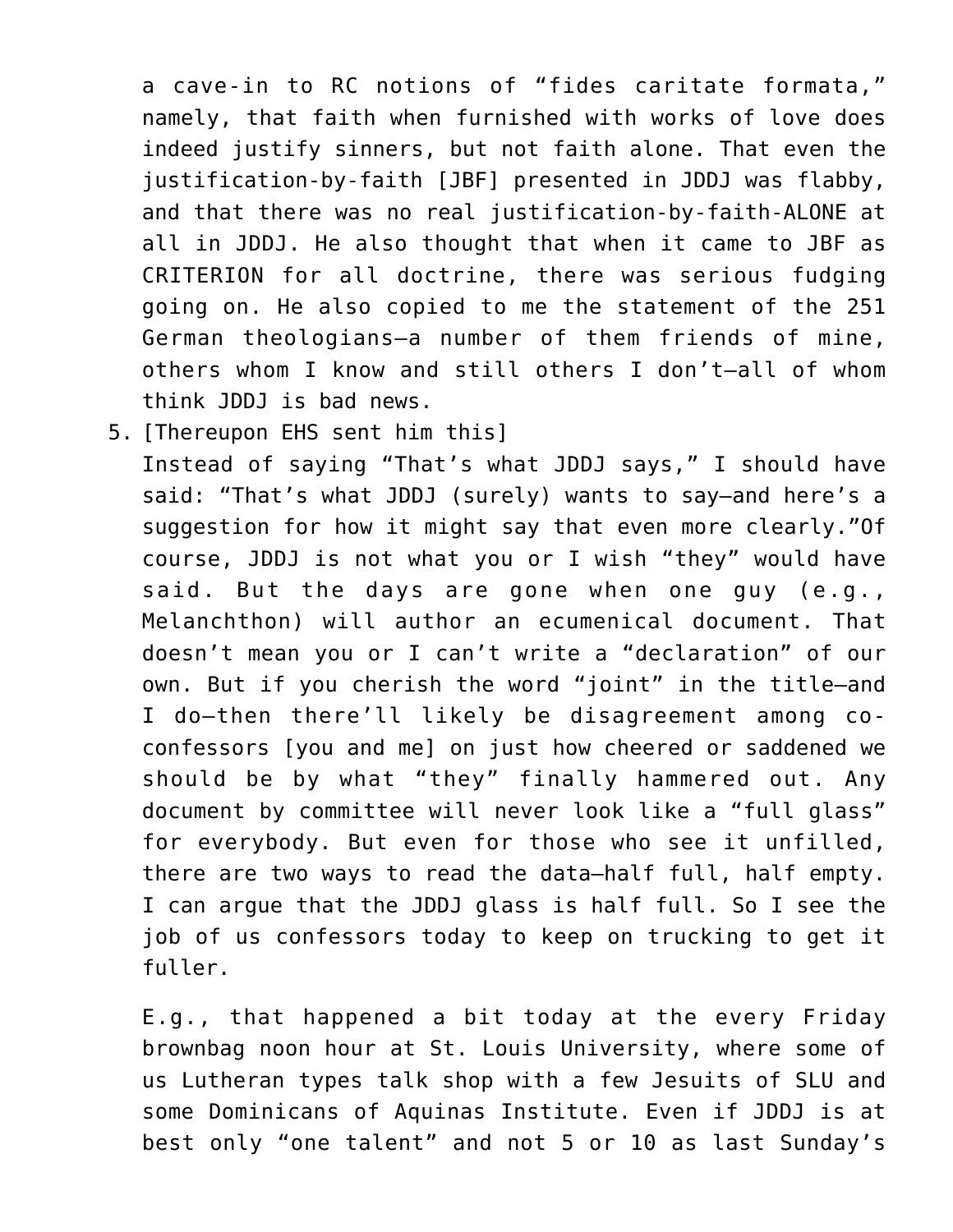a cave-in to RC notions of "fides caritate formata," namely, that faith when furnished with works of love does indeed justify sinners, but not faith alone. That even the justification-by-faith [JBF] presented in JDDJ was flabby, and that there was no real justification-by-faith-ALONE at all in JDDJ. He also thought that when it came to JBF as CRITERION for all doctrine, there was serious fudging going on. He also copied to me the statement of the 251 German theologians—a number of them friends of mine, others whom I know and still others I don't—all of whom think JDDJ is bad news.

5. [Thereupon EHS sent him this]
   Instead of saying "That's what JDDJ says," I should have said: "That's what JDDJ (surely) wants to say—and here's a suggestion for how it might say that even more clearly."Of course, JDDJ is not what you or I wish "they" would have said. But the days are gone when one guy (e.g., Melanchthon) will author an ecumenical document. That doesn't mean you or I can't write a "declaration" of our own. But if you cherish the word "joint" in the title—and I do—then there'll likely be disagreement among co-confessors [you and me] on just how cheered or saddened we should be by what "they" finally hammered out. Any document by committee will never look like a "full glass" for everybody. But even for those who see it unfilled, there are two ways to read the data—half full, half empty. I can argue that the JDDJ glass is half full. So I see the job of us confessors today to keep on trucking to get it fuller.

   E.g., that happened a bit today at the every Friday brownbag noon hour at St. Louis University, where some of us Lutheran types talk shop with a few Jesuits of SLU and some Dominicans of Aquinas Institute. Even if JDDJ is at best only "one talent" and not 5 or 10 as last Sunday's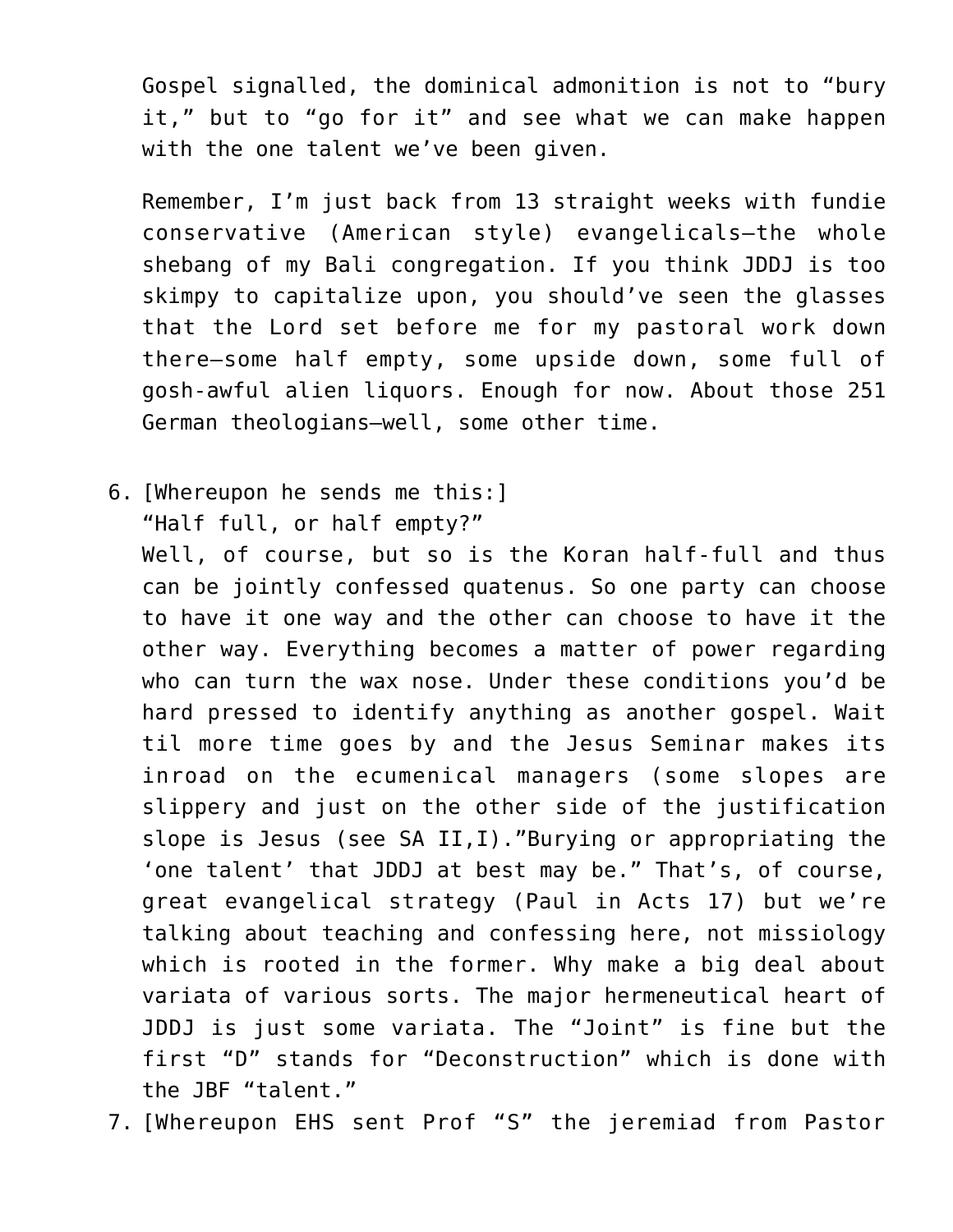Gospel signalled, the dominical admonition is not to "bury it," but to "go for it" and see what we can make happen with the one talent we've been given.

Remember, I'm just back from 13 straight weeks with fundie conservative (American style) evangelicals—the whole shebang of my Bali congregation. If you think JDDJ is too skimpy to capitalize upon, you should've seen the glasses that the Lord set before me for my pastoral work down there—some half empty, some upside down, some full of gosh-awful alien liquors. Enough for now. About those 251 German theologians—well, some other time.

6. [Whereupon he sends me this:]
   "Half full, or half empty?"
   Well, of course, but so is the Koran half-full and thus can be jointly confessed quatenus. So one party can choose to have it one way and the other can choose to have it the other way. Everything becomes a matter of power regarding who can turn the wax nose. Under these conditions you'd be hard pressed to identify anything as another gospel. Wait til more time goes by and the Jesus Seminar makes its inroad on the ecumenical managers (some slopes are slippery and just on the other side of the justification slope is Jesus (see SA II,I)."Burying or appropriating the 'one talent' that JDDJ at best may be." That's, of course, great evangelical strategy (Paul in Acts 17) but we're talking about teaching and confessing here, not missiology which is rooted in the former. Why make a big deal about variata of various sorts. The major hermeneutical heart of JDDJ is just some variata. The "Joint" is fine but the first "D" stands for "Deconstruction" which is done with the JBF "talent."
7. [Whereupon EHS sent Prof "S" the jeremiad from Pastor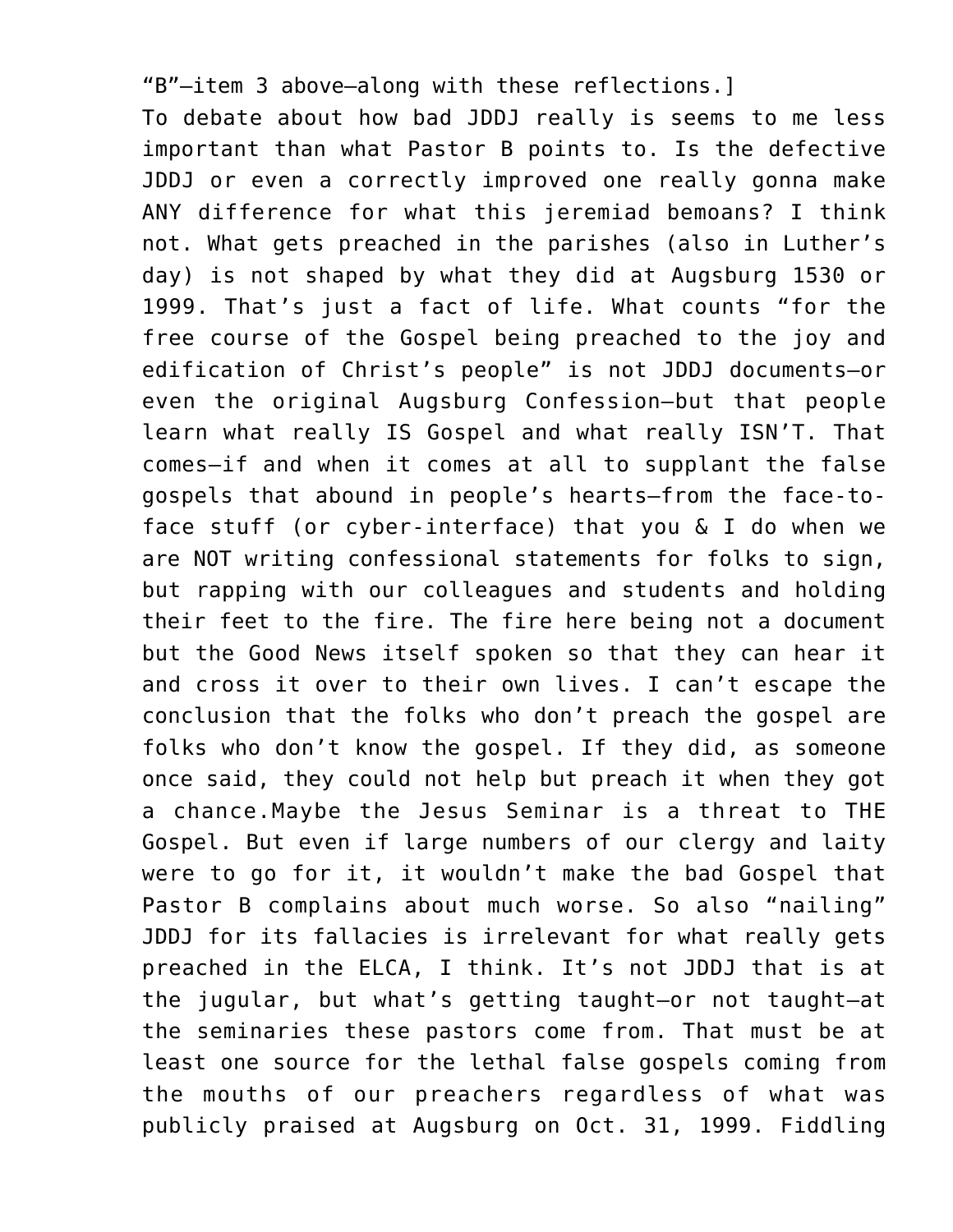"B"—item 3 above—along with these reflections.]

To debate about how bad JDDJ really is seems to me less important than what Pastor B points to. Is the defective JDDJ or even a correctly improved one really gonna make ANY difference for what this jeremiad bemoans? I think not. What gets preached in the parishes (also in Luther's day) is not shaped by what they did at Augsburg 1530 or 1999. That's just a fact of life. What counts "for the free course of the Gospel being preached to the joy and edification of Christ's people" is not JDDJ documents—or even the original Augsburg Confession—but that people learn what really IS Gospel and what really ISN'T. That comes—if and when it comes at all to supplant the false gospels that abound in people's hearts—from the face-to-face stuff (or cyber-interface) that you & I do when we are NOT writing confessional statements for folks to sign, but rapping with our colleagues and students and holding their feet to the fire. The fire here being not a document but the Good News itself spoken so that they can hear it and cross it over to their own lives. I can't escape the conclusion that the folks who don't preach the gospel are folks who don't know the gospel. If they did, as someone once said, they could not help but preach it when they got a chance.Maybe the Jesus Seminar is a threat to THE Gospel. But even if large numbers of our clergy and laity were to go for it, it wouldn't make the bad Gospel that Pastor B complains about much worse. So also "nailing" JDDJ for its fallacies is irrelevant for what really gets preached in the ELCA, I think. It's not JDDJ that is at the jugular, but what's getting taught—or not taught—at the seminaries these pastors come from. That must be at least one source for the lethal false gospels coming from the mouths of our preachers regardless of what was publicly praised at Augsburg on Oct. 31, 1999. Fiddling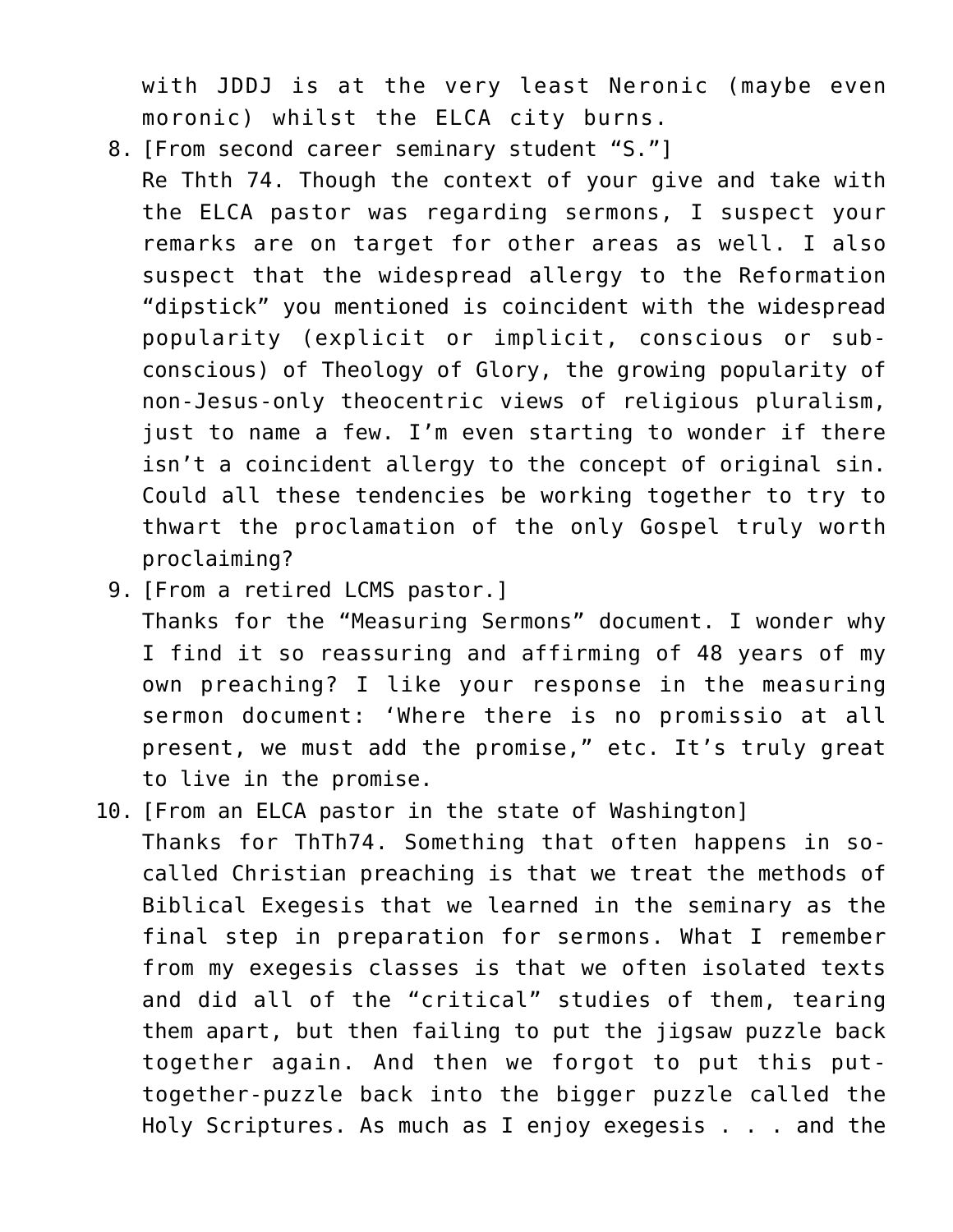with JDDJ is at the very least Neronic (maybe even moronic) whilst the ELCA city burns.

8. [From second career seminary student "S."]
   Re Thth 74. Though the context of your give and take with the ELCA pastor was regarding sermons, I suspect your remarks are on target for other areas as well. I also suspect that the widespread allergy to the Reformation "dipstick" you mentioned is coincident with the widespread popularity (explicit or implicit, conscious or sub-conscious) of Theology of Glory, the growing popularity of non-Jesus-only theocentric views of religious pluralism, just to name a few. I'm even starting to wonder if there isn't a coincident allergy to the concept of original sin. Could all these tendencies be working together to try to thwart the proclamation of the only Gospel truly worth proclaiming?
9. [From a retired LCMS pastor.]
   Thanks for the "Measuring Sermons" document. I wonder why I find it so reassuring and affirming of 48 years of my own preaching? I like your response in the measuring sermon document: 'Where there is no promissio at all present, we must add the promise," etc. It's truly great to live in the promise.
10. [From an ELCA pastor in the state of Washington]
    Thanks for ThTh74. Something that often happens in so-called Christian preaching is that we treat the methods of Biblical Exegesis that we learned in the seminary as the final step in preparation for sermons. What I remember from my exegesis classes is that we often isolated texts and did all of the "critical" studies of them, tearing them apart, but then failing to put the jigsaw puzzle back together again. And then we forgot to put this put-together-puzzle back into the bigger puzzle called the Holy Scriptures. As much as I enjoy exegesis . . . and the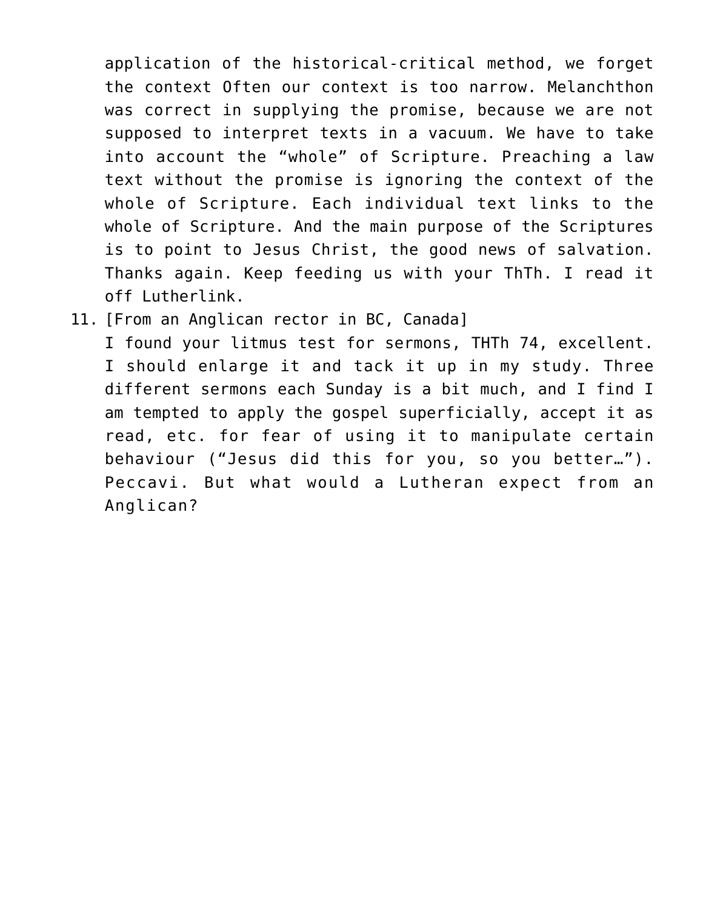application of the historical-critical method, we forget the context Often our context is too narrow. Melanchthon was correct in supplying the promise, because we are not supposed to interpret texts in a vacuum. We have to take into account the "whole" of Scripture. Preaching a law text without the promise is ignoring the context of the whole of Scripture. Each individual text links to the whole of Scripture. And the main purpose of the Scriptures is to point to Jesus Christ, the good news of salvation. Thanks again. Keep feeding us with your ThTh. I read it off Lutherlink.

11. [From an Anglican rector in BC, Canada]
    I found your litmus test for sermons, THTh 74, excellent. I should enlarge it and tack it up in my study. Three different sermons each Sunday is a bit much, and I find I am tempted to apply the gospel superficially, accept it as read, etc. for fear of using it to manipulate certain behaviour ("Jesus did this for you, so you better…"). Peccavi. But what would a Lutheran expect from an Anglican?